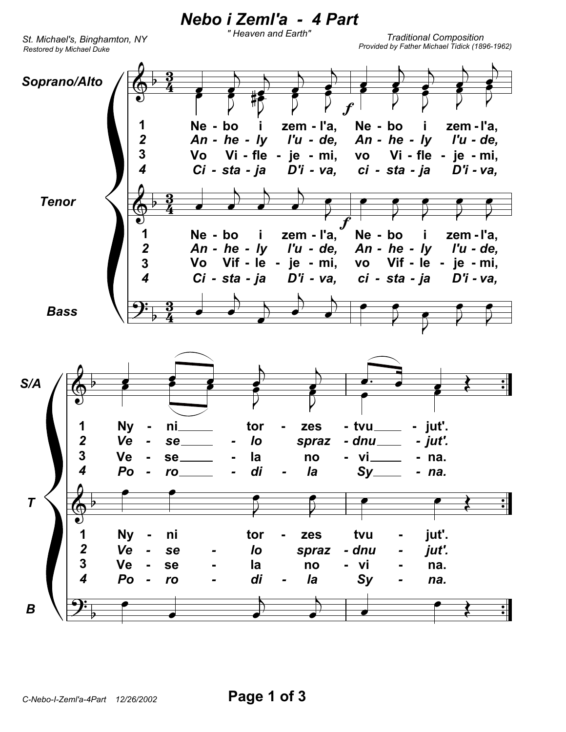# Nebo i Zeml'a - 4 Part

*" Heaven and Earth"*

*St. Michael's, Binghamton, NY*
*Restored by Michael Duke*

*Traditional Composition*
*Provided by Father Michael Tidick (1896-1962)*

**Soprano/Alto**

1 Ne - bo i zem - l'a, Ne - bo i zem - l'a,
*2 An - he - ly l'u - de, An - he - ly l'u - de,*
3 Vo Vi - fle - je - mi, vo Vi - fle - je - mi,
*4 Ci - sta - ja D'i - va, ci - sta - ja D'i - va,*

**Tenor**

1 Ne - bo i zem - l'a, Ne - bo i zem - l'a,
*2 An - he - ly l'u - de, An - he - ly l'u - de,*
3 Vo Vif - le - je - mi, vo Vif - le - je - mi,
*4 Ci - sta - ja D'i - va, ci - sta - ja D'i - va,*

**Bass**

**S/A**

1 Ny - ni___ tor - zes - tvu___ - jut'.
*2 Ve - se___ - lo spraz - dnu___ - jut'.*
3 Ve - se___ - la no - vi___ - na.
*4 Po - ro___ - di - la Sy___ - na.*

**T**

1 Ny - ni tor - zes tvu - jut'.
*2 Ve - se - lo spraz - dnu - jut'.*
3 Ve - se - la no - vi - na.
*4 Po - ro - di - la Sy - na.*

**B**

C-Nebo-I-Zeml'a-4Part 12/26/2002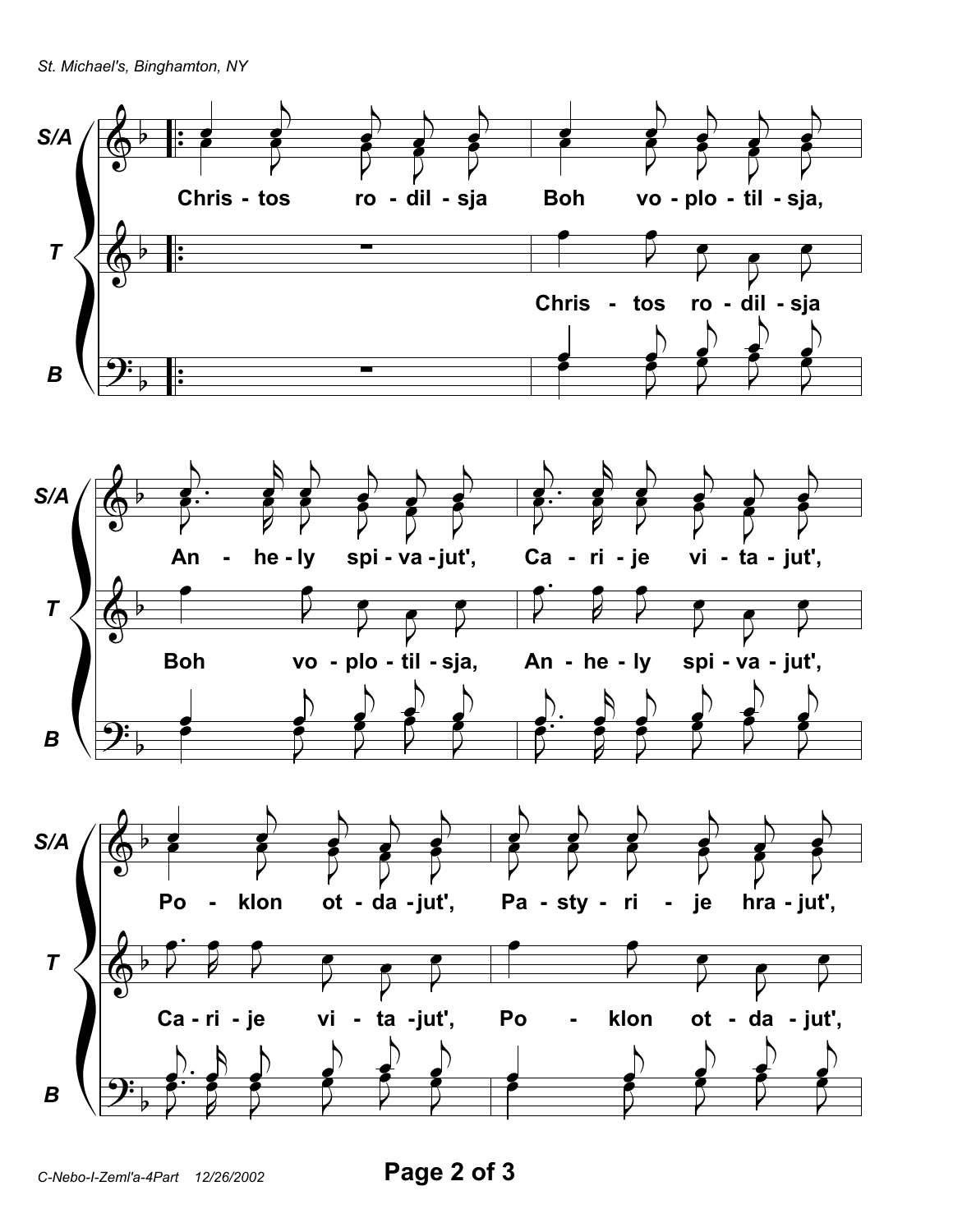**S/A**

Chris - tos ro - dil - sja Boh vo - plo - til - sja,

**T**

Chris - tos ro - dil - sja

**B**

**S/A**

An - he - ly spi - va - jut', Ca - ri - je vi - ta - jut',

**T**

Boh vo - plo - til - sja, An - he - ly spi - va - jut',

**B**

**S/A**

Po - klon ot - da - jut', Pa - sty - ri - je hra - jut',

**T**

Ca - ri - je vi - ta - jut', Po - klon ot - da - jut',

**B**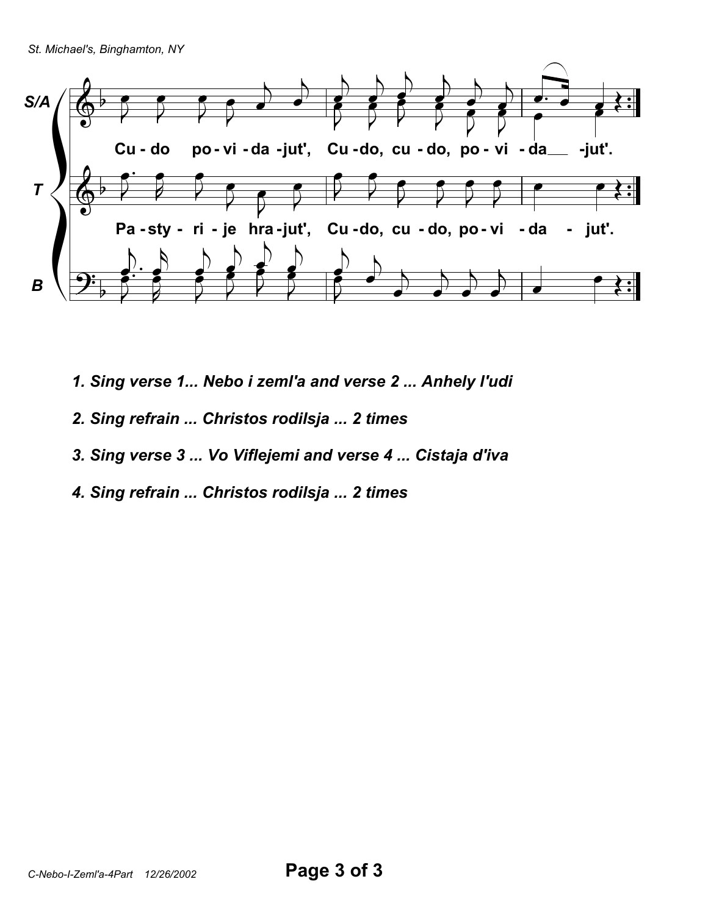Cu - do po - vi - da - jut', Cu - do, cu - do, po - vi - da___ - jut'.

Pa - sty - ri - je hra - jut', Cu - do, cu - do, po - vi - da - jut'.

*1. Sing verse 1... Nebo i zeml'a and verse 2 ... Anhely l'udi*

*2. Sing refrain ... Christos rodilsja ... 2 times*

*3. Sing verse 3 ... Vo Viflejemi and verse 4 ... Cistaja d'iva*

*4. Sing refrain ... Christos rodilsja ... 2 times*